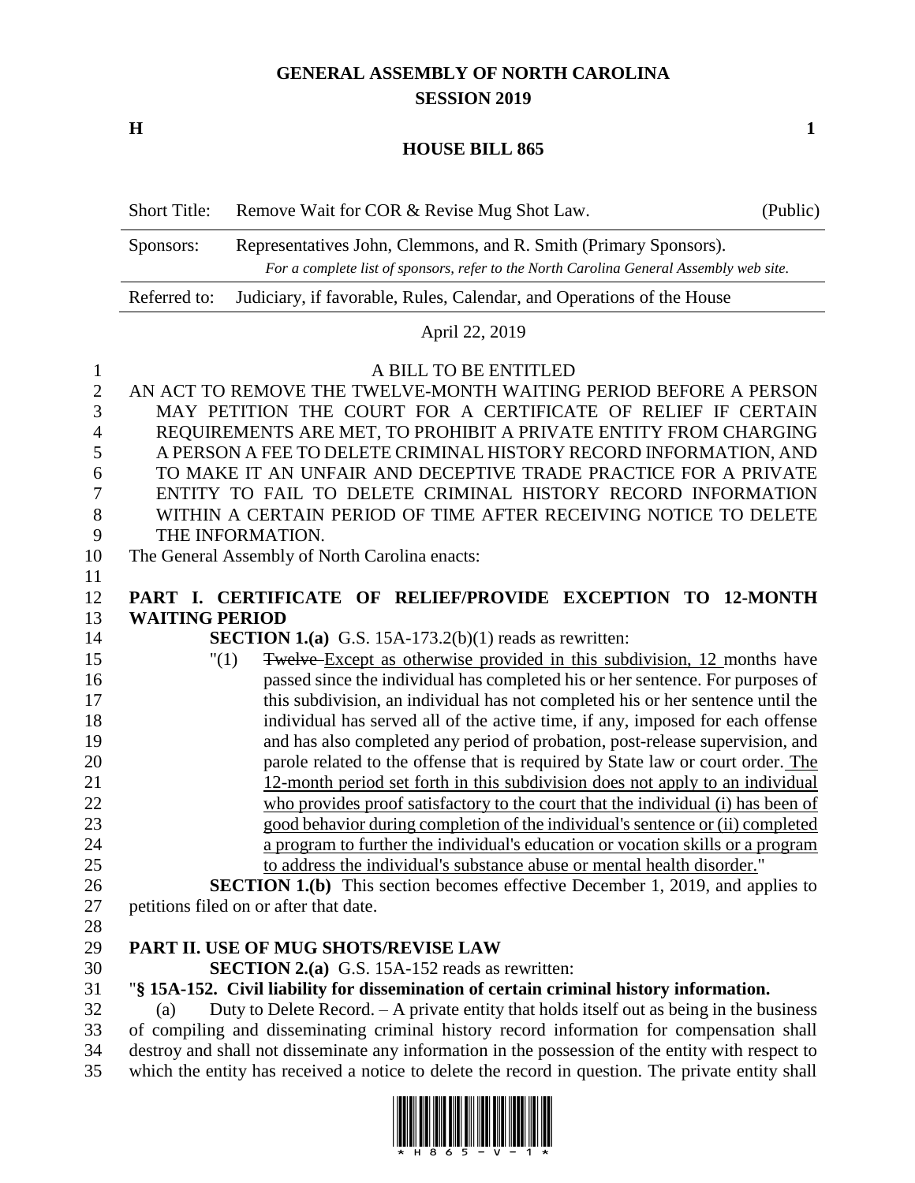# GENERAL ASSEMBLY OF NORTH CAROLINA
## SESSION 2019

**H** **1**

## HOUSE BILL 865

| Short Title: | Remove Wait for COR & Revise Mug Shot Law. | (Public) |
|---|---|---|
| Sponsors: | Representatives John, Clemmons, and R. Smith (Primary Sponsors). *For a complete list of sponsors, refer to the North Carolina General Assembly web site.* | |
| Referred to: | Judiciary, if favorable, Rules, Calendar, and Operations of the House | |

April 22, 2019

A BILL TO BE ENTITLED

AN ACT TO REMOVE THE TWELVE-MONTH WAITING PERIOD BEFORE A PERSON MAY PETITION THE COURT FOR A CERTIFICATE OF RELIEF IF CERTAIN REQUIREMENTS ARE MET, TO PROHIBIT A PRIVATE ENTITY FROM CHARGING A PERSON A FEE TO DELETE CRIMINAL HISTORY RECORD INFORMATION, AND TO MAKE IT AN UNFAIR AND DECEPTIVE TRADE PRACTICE FOR A PRIVATE ENTITY TO FAIL TO DELETE CRIMINAL HISTORY RECORD INFORMATION WITHIN A CERTAIN PERIOD OF TIME AFTER RECEIVING NOTICE TO DELETE THE INFORMATION.

The General Assembly of North Carolina enacts:

**PART I. CERTIFICATE OF RELIEF/PROVIDE EXCEPTION TO 12-MONTH WAITING PERIOD**

**SECTION 1.(a)** G.S. 15A-173.2(b)(1) reads as rewritten:

"(1) ~~Twelve~~ Except as otherwise provided in this subdivision, 12 months have passed since the individual has completed his or her sentence. For purposes of this subdivision, an individual has not completed his or her sentence until the individual has served all of the active time, if any, imposed for each offense and has also completed any period of probation, post-release supervision, and parole related to the offense that is required by State law or court order. The 12-month period set forth in this subdivision does not apply to an individual who provides proof satisfactory to the court that the individual (i) has been of good behavior during completion of the individual's sentence or (ii) completed a program to further the individual's education or vocation skills or a program to address the individual's substance abuse or mental health disorder."

**SECTION 1.(b)** This section becomes effective December 1, 2019, and applies to petitions filed on or after that date.

**PART II. USE OF MUG SHOTS/REVISE LAW**

**SECTION 2.(a)** G.S. 15A-152 reads as rewritten:

"**§ 15A-152. Civil liability for dissemination of certain criminal history information.**

(a) Duty to Delete Record. – A private entity that holds itself out as being in the business of compiling and disseminating criminal history record information for compensation shall destroy and shall not disseminate any information in the possession of the entity with respect to which the entity has received a notice to delete the record in question. The private entity shall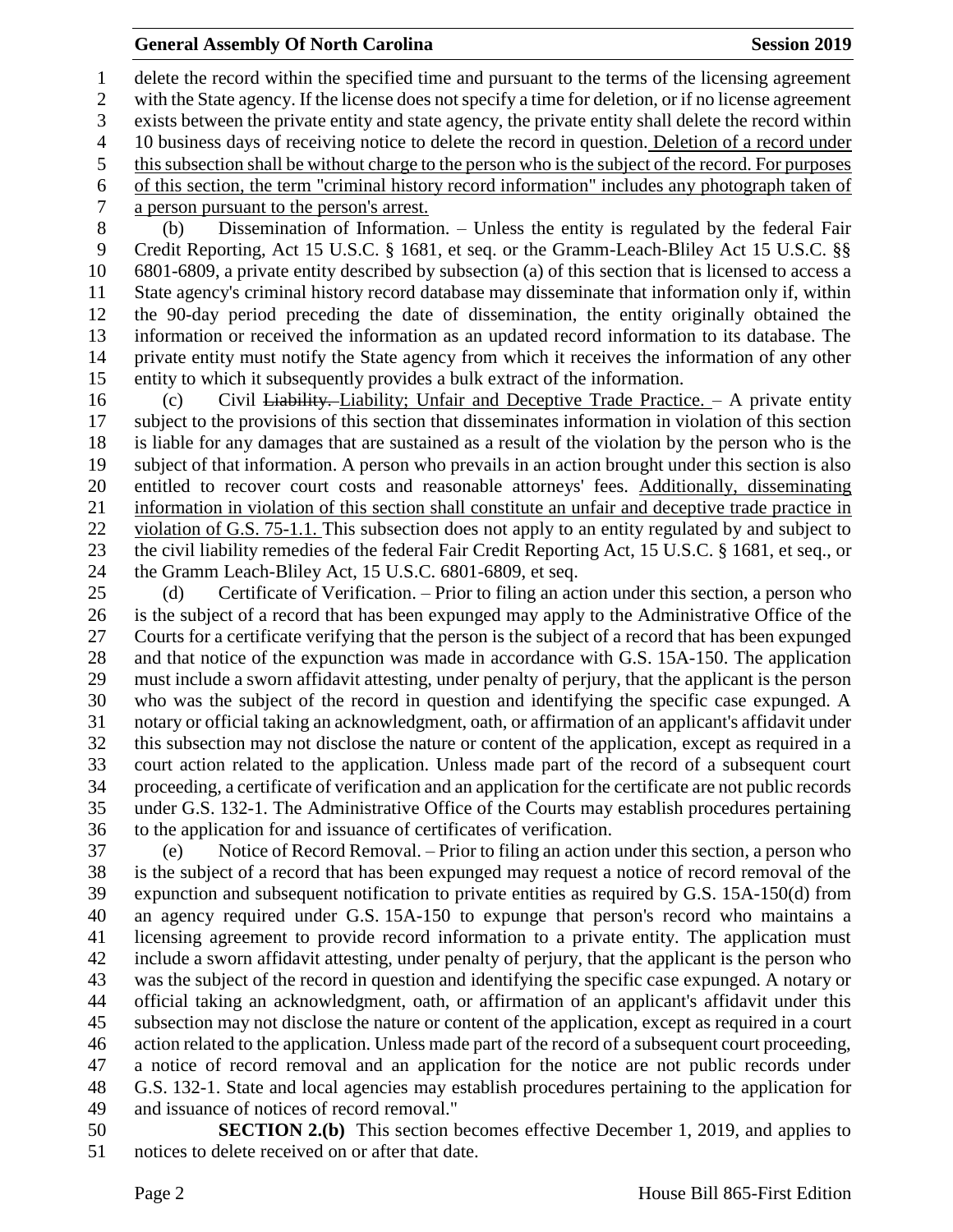delete the record within the specified time and pursuant to the terms of the licensing agreement with the State agency. If the license does not specify a time for deletion, or if no license agreement exists between the private entity and state agency, the private entity shall delete the record within 10 business days of receiving notice to delete the record in question. Deletion of a record under this subsection shall be without charge to the person who is the subject of the record. For purposes of this section, the term "criminal history record information" includes any photograph taken of a person pursuant to the person's arrest.

(b) Dissemination of Information. – Unless the entity is regulated by the federal Fair Credit Reporting, Act 15 U.S.C. § 1681, et seq. or the Gramm-Leach-Bliley Act 15 U.S.C. §§ 6801-6809, a private entity described by subsection (a) of this section that is licensed to access a State agency's criminal history record database may disseminate that information only if, within the 90-day period preceding the date of dissemination, the entity originally obtained the information or received the information as an updated record information to its database. The private entity must notify the State agency from which it receives the information of any other entity to which it subsequently provides a bulk extract of the information.

(c) Civil ~~Liability.~~ Liability; Unfair and Deceptive Trade Practice. – A private entity subject to the provisions of this section that disseminates information in violation of this section is liable for any damages that are sustained as a result of the violation by the person who is the subject of that information. A person who prevails in an action brought under this section is also entitled to recover court costs and reasonable attorneys' fees. Additionally, disseminating information in violation of this section shall constitute an unfair and deceptive trade practice in violation of G.S. 75-1.1. This subsection does not apply to an entity regulated by and subject to the civil liability remedies of the federal Fair Credit Reporting Act, 15 U.S.C. § 1681, et seq., or the Gramm Leach-Bliley Act, 15 U.S.C. 6801-6809, et seq.

(d) Certificate of Verification. – Prior to filing an action under this section, a person who is the subject of a record that has been expunged may apply to the Administrative Office of the Courts for a certificate verifying that the person is the subject of a record that has been expunged and that notice of the expunction was made in accordance with G.S. 15A-150. The application must include a sworn affidavit attesting, under penalty of perjury, that the applicant is the person who was the subject of the record in question and identifying the specific case expunged. A notary or official taking an acknowledgment, oath, or affirmation of an applicant's affidavit under this subsection may not disclose the nature or content of the application, except as required in a court action related to the application. Unless made part of the record of a subsequent court proceeding, a certificate of verification and an application for the certificate are not public records under G.S. 132-1. The Administrative Office of the Courts may establish procedures pertaining to the application for and issuance of certificates of verification.

(e) Notice of Record Removal. – Prior to filing an action under this section, a person who is the subject of a record that has been expunged may request a notice of record removal of the expunction and subsequent notification to private entities as required by G.S. 15A-150(d) from an agency required under G.S. 15A-150 to expunge that person's record who maintains a licensing agreement to provide record information to a private entity. The application must include a sworn affidavit attesting, under penalty of perjury, that the applicant is the person who was the subject of the record in question and identifying the specific case expunged. A notary or official taking an acknowledgment, oath, or affirmation of an applicant's affidavit under this subsection may not disclose the nature or content of the application, except as required in a court action related to the application. Unless made part of the record of a subsequent court proceeding, a notice of record removal and an application for the notice are not public records under G.S. 132-1. State and local agencies may establish procedures pertaining to the application for and issuance of notices of record removal."

**SECTION 2.(b)** This section becomes effective December 1, 2019, and applies to notices to delete received on or after that date.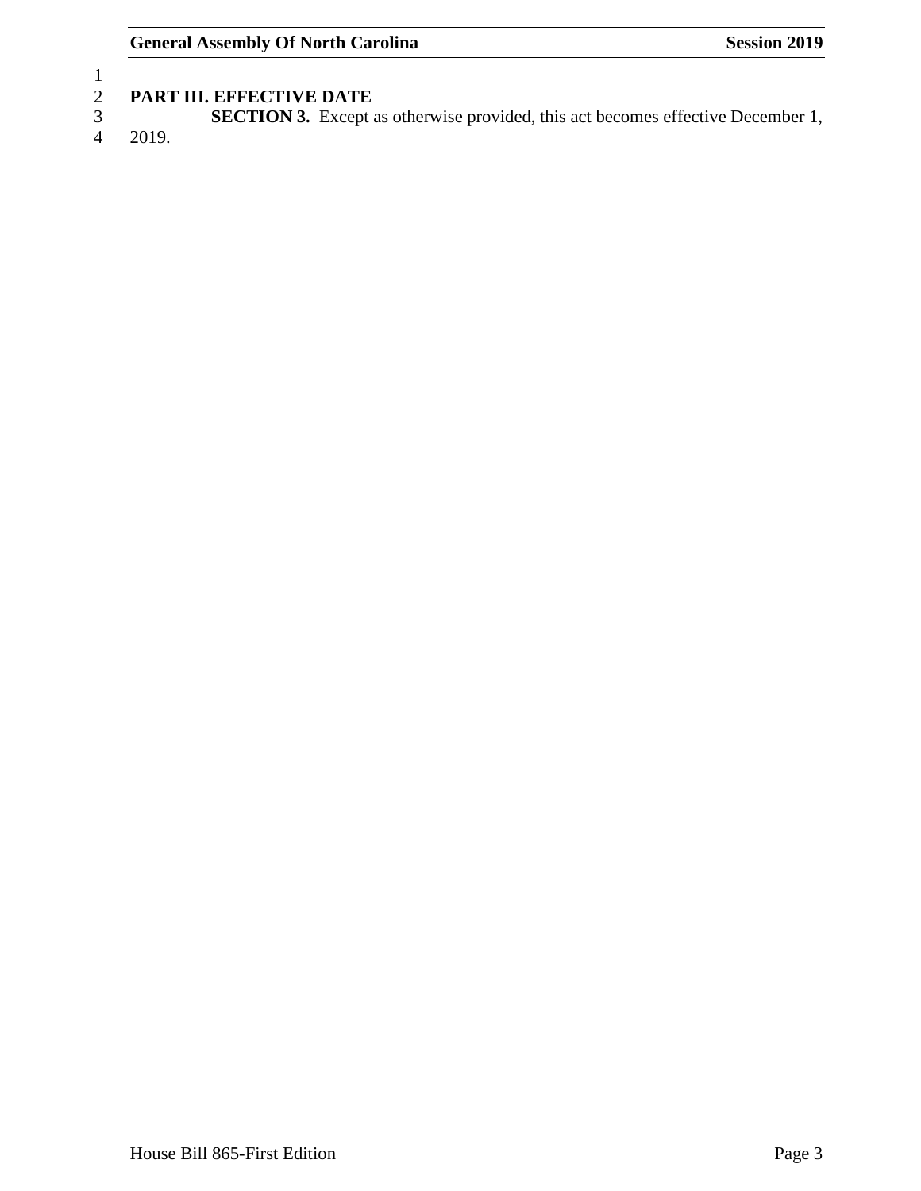**PART III. EFFECTIVE DATE**

**SECTION 3.** Except as otherwise provided, this act becomes effective December 1, 2019.